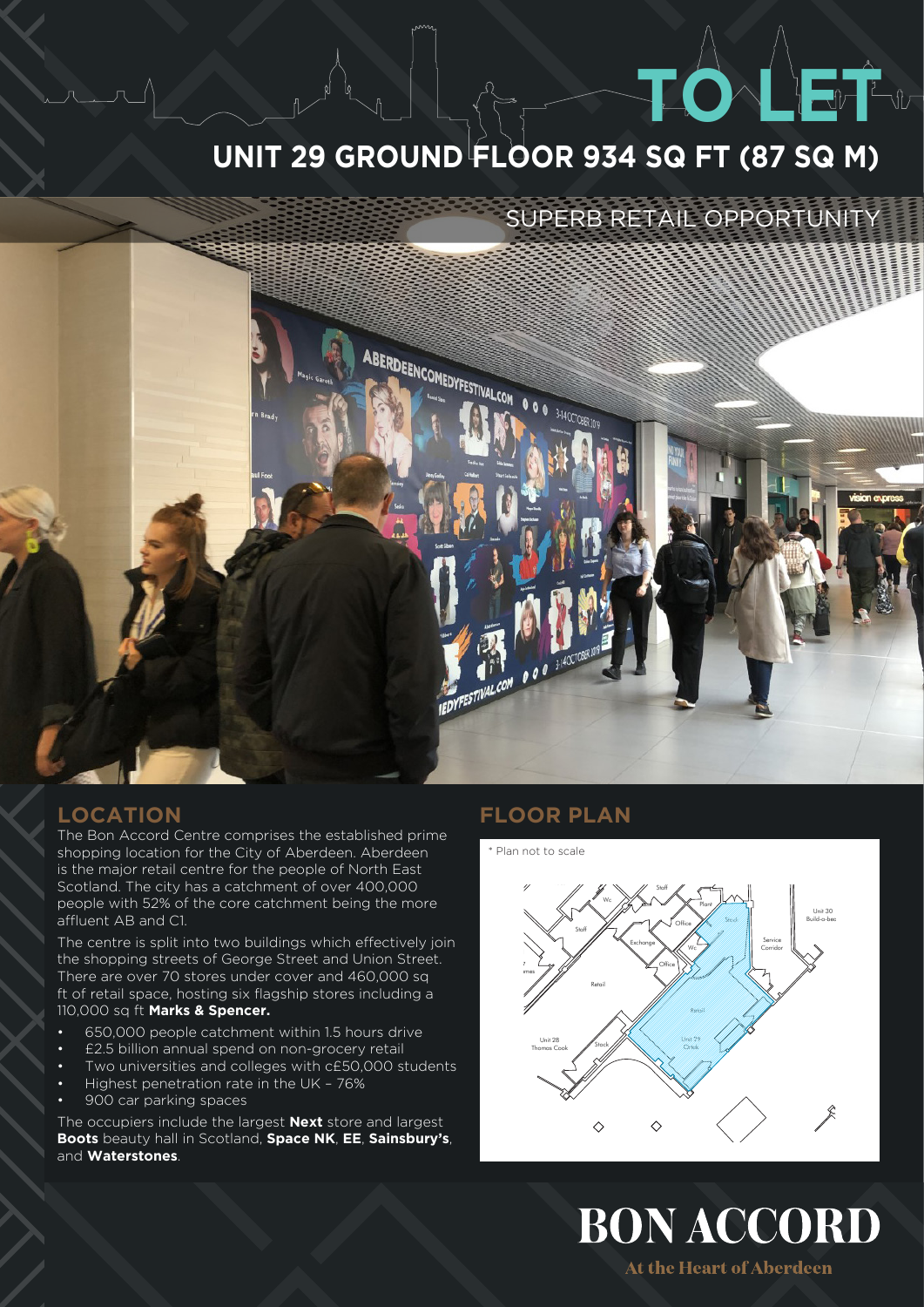# TO LET

## UNIT 29 GROUND FLOOR 934 SQ FT (87 SQ M)

SUPERB RETAIL OPPORTUNITY

## LOCATION

The Bon Accord Centre comprises the established prime shopping location for the City of Aberdeen. Aberdeen is the major retail centre for the people of North East Scotland. The city has a catchment of over 400,000 people with 52% of the core catchment being the more affluent AB and C1.

The centre is split into two buildings which effectively join the shopping streets of George Street and Union Street. There are over 70 stores under cover and 460,000 sq ft of retail space, hosting six flagship stores including a 110,000 sq ft **Marks & Spencer.**

- 650,000 people catchment within 1.5 hours drive
- £2.5 billion annual spend on non-grocery retail
- Two universities and colleges with c£50,000 students
- Highest penetration rate in the UK – 76%
- 900 car parking spaces

The occupiers include the largest **Next** store and largest **Boots** beauty hall in Scotland, **Space NK**, **EE**, **Sainsbury's**, and **Waterstones**.

## FLOOR PLAN

\* Plan not to scale

# BON ACCORD

At the Heart of Aberdeen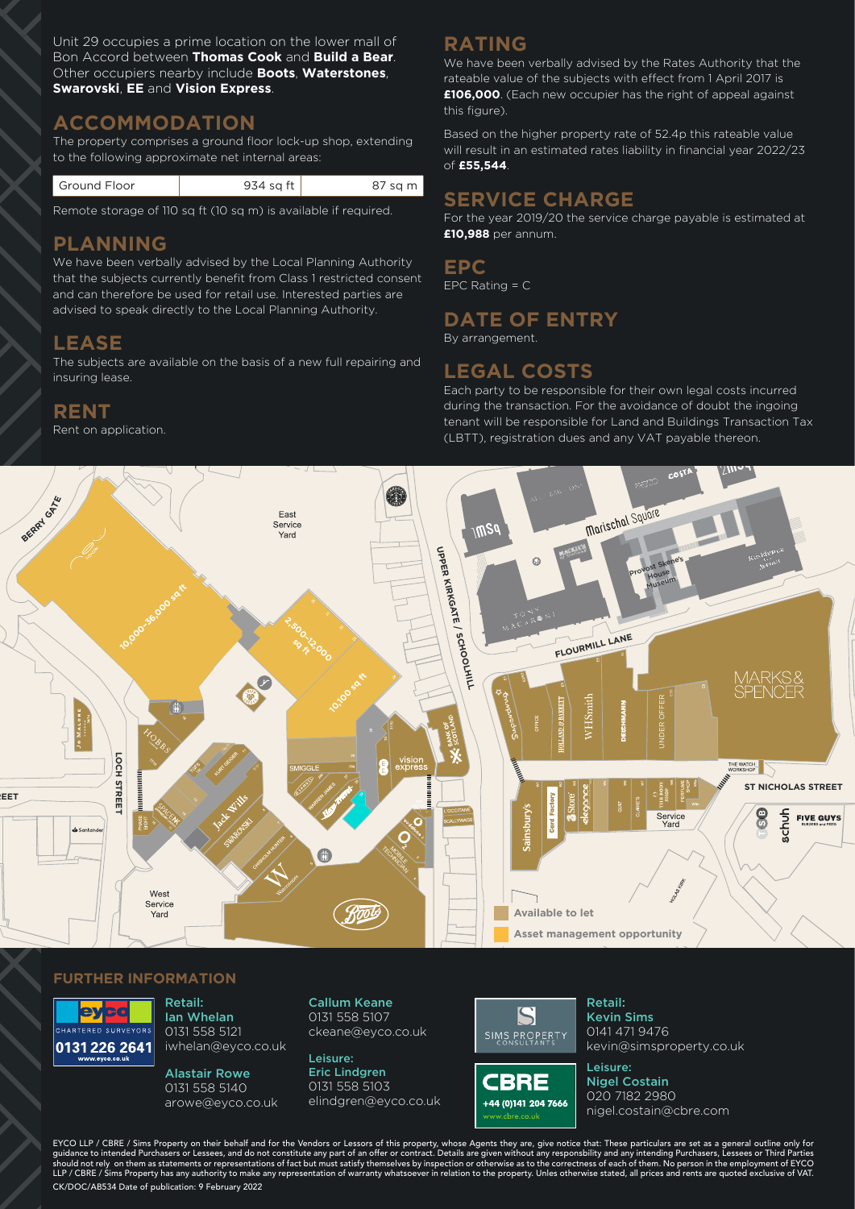Unit 29 occupies a prime location on the lower mall of Bon Accord between **Thomas Cook** and **Build a Bear**. Other occupiers nearby include **Boots**, **Waterstones**, **Swarovski**, **EE** and **Vision Express**.

## ACCOMMODATION

The property comprises a ground floor lock-up shop, extending to the following approximate net internal areas:

| | | |
|---|---|---|
| Ground Floor | 934 sq ft | 87 sq m |

Remote storage of 110 sq ft (10 sq m) is available if required.

## PLANNING

We have been verbally advised by the Local Planning Authority that the subjects currently benefit from Class 1 restricted consent and can therefore be used for retail use. Interested parties are advised to speak directly to the Local Planning Authority.

## LEASE

The subjects are available on the basis of a new full repairing and insuring lease.

## RENT

Rent on application.

## RATING

We have been verbally advised by the Rates Authority that the rateable value of the subjects with effect from 1 April 2017 is **£106,000**. (Each new occupier has the right of appeal against this figure).

Based on the higher property rate of 52.4p this rateable value will result in an estimated rates liability in financial year 2022/23 of **£55,544**.

## SERVICE CHARGE

For the year 2019/20 the service charge payable is estimated at **£10,988** per annum.

## EPC

EPC Rating = C

## DATE OF ENTRY

By arrangement.

## LEGAL COSTS

Each party to be responsible for their own legal costs incurred during the transaction. For the avoidance of doubt the ingoing tenant will be responsible for Land and Buildings Transaction Tax (LBTT), registration dues and any VAT payable thereon.

Available to let

Asset management opportunity

## FURTHER INFORMATION

eyco CHARTERED SURVEYORS 0131 226 2641 www.eyco.co.uk

**Retail:**
Ian Whelan
0131 558 5121
iwhelan@eyco.co.uk

Alastair Rowe
0131 558 5140
arowe@eyco.co.uk

Callum Keane
0131 558 5107
ckeane@eyco.co.uk

**Leisure:**
Eric Lindgren
0131 558 5103
elindgren@eyco.co.uk

SIMS PROPERTY CONSULTANTS

CBRE +44 (0)141 204 7666 www.cbre.co.uk

**Retail:**
Kevin Sims
0141 471 9476
kevin@simsproperty.co.uk

**Leisure:**
Nigel Costain
020 7182 2980
nigel.costain@cbre.com

EYCO LLP / CBRE / Sims Property on their behalf and for the Vendors or Lessors of this property, whose Agents they are, give notice that: These particulars are set as a general outline only for guidance to intended Purchasers or Lessees, and do not constitute any part of an offer or contract. Details are given without any responsbility and any intending Purchasers, Lessees or Third Parties should not rely on them as statements or representations of fact but must satisfy themselves by inspection or otherwise as to the correctness of each of them. No person in the employment of EYCO LLP / CBRE / Sims Property has any authority to make any representation of warranty whatsoever in relation to the property. Unles otherwise stated, all prices and rents are quoted exclusive of VAT.

CK/DOC/AB534 Date of publication: 9 February 2022